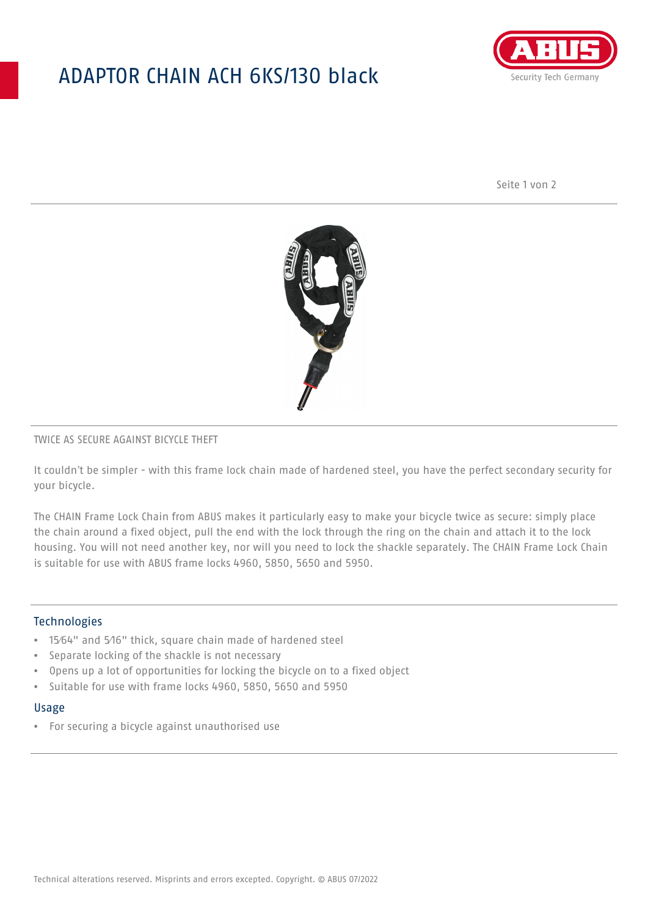# ADAPTOR CHAIN ACH 6KS/130 black

TWICE AS SECURE AGAINST BICYCLE THEFT

It couldn't be simpler - with this frame lock chain made of hardened steel, you have the perfect secondary security for your bicycle.

The CHAIN Frame Lock Chain from ABUS makes it particularly easy to make your bicycle twice as secure: simply place the chain around a fixed object, pull the end with the lock through the ring on the chain and attach it to the lock housing. You will not need another key, nor will you need to lock the shackle separately. The CHAIN Frame Lock Chain is suitable for use with ABUS frame locks 4960, 5850, 5650 and 5950.

## Technologies

- 15⁄64" and 5⁄16" thick, square chain made of hardened steel
- Separate locking of the shackle is not necessary
- Opens up a lot of opportunities for locking the bicycle on to a fixed object
- Suitable for use with frame locks 4960, 5850, 5650 and 5950

## Usage

- For securing a bicycle against unauthorised use

Technical alterations reserved. Misprints and errors excepted. Copyright. © ABUS 07/2022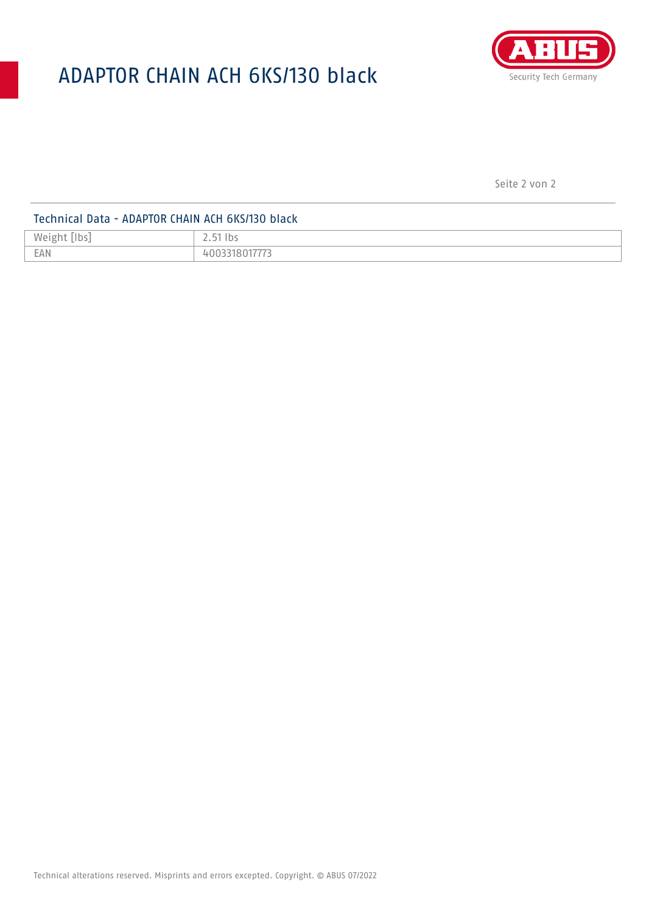# ADAPTOR CHAIN ACH 6KS/130 black

## Technical Data - ADAPTOR CHAIN ACH 6KS/130 black

| | |
|---|---|
| Weight [lbs] | 2.51 lbs |
| EAN | 4003318017773 |

Technical alterations reserved. Misprints and errors excepted. Copyright. © ABUS 07/2022